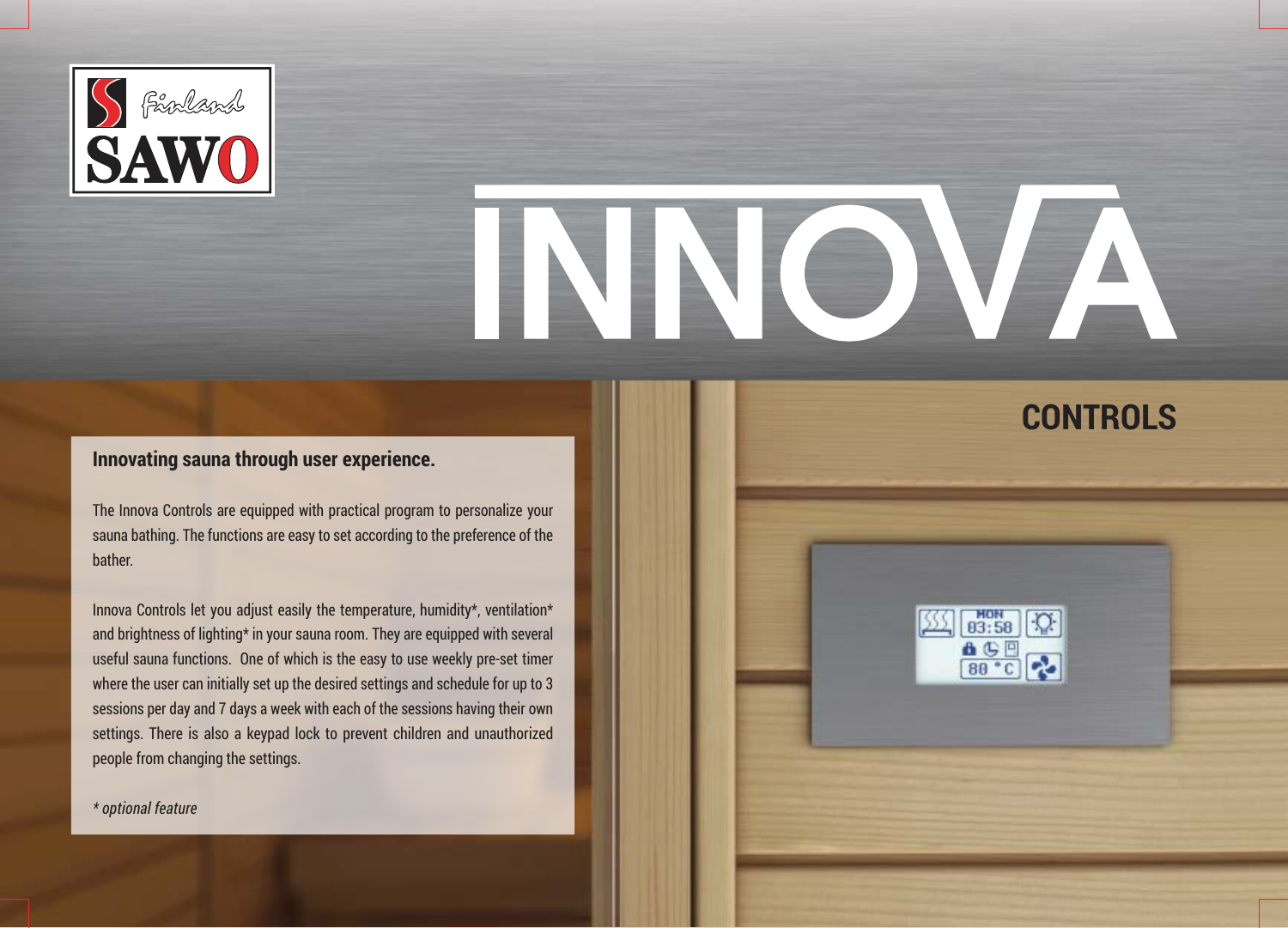SAWO Finland

# INNOVA

## CONTROLS

**Innovating sauna through user experience.**

The Innova Controls are equipped with practical program to personalize your sauna bathing. The functions are easy to set according to the preference of the bather.

Innova Controls let you adjust easily the temperature, humidity*, ventilation* and brightness of lighting* in your sauna room. They are equipped with several useful sauna functions. One of which is the easy to use weekly pre-set timer where the user can initially set up the desired settings and schedule for up to 3 sessions per day and 7 days a week with each of the sessions having their own settings. There is also a keypad lock to prevent children and unauthorized people from changing the settings.

*\* optional feature*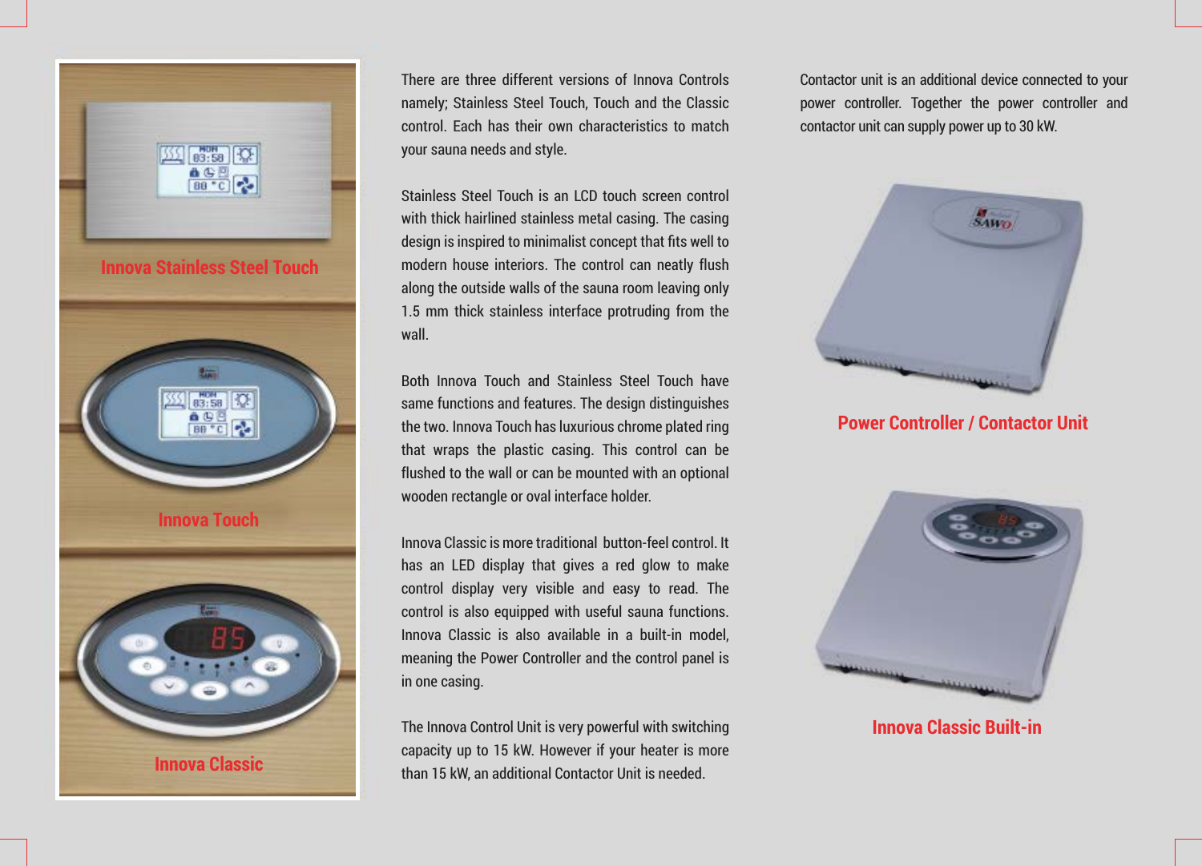**Innova Stainless Steel Touch**

**Innova Touch**

**Innova Classic**

There are three different versions of Innova Controls namely; Stainless Steel Touch, Touch and the Classic control. Each has their own characteristics to match your sauna needs and style.

Stainless Steel Touch is an LCD touch screen control with thick hairlined stainless metal casing. The casing design is inspired to minimalist concept that fits well to modern house interiors. The control can neatly flush along the outside walls of the sauna room leaving only 1.5 mm thick stainless interface protruding from the wall.

Both Innova Touch and Stainless Steel Touch have same functions and features. The design distinguishes the two. Innova Touch has luxurious chrome plated ring that wraps the plastic casing. This control can be flushed to the wall or can be mounted with an optional wooden rectangle or oval interface holder.

Innova Classic is more traditional button-feel control. It has an LED display that gives a red glow to make control display very visible and easy to read. The control is also equipped with useful sauna functions. Innova Classic is also available in a built-in model, meaning the Power Controller and the control panel is in one casing.

The Innova Control Unit is very powerful with switching capacity up to 15 kW. However if your heater is more than 15 kW, an additional Contactor Unit is needed.

Contactor unit is an additional device connected to your power controller. Together the power controller and contactor unit can supply power up to 30 kW.

**Power Controller / Contactor Unit**

**Innova Classic Built-in**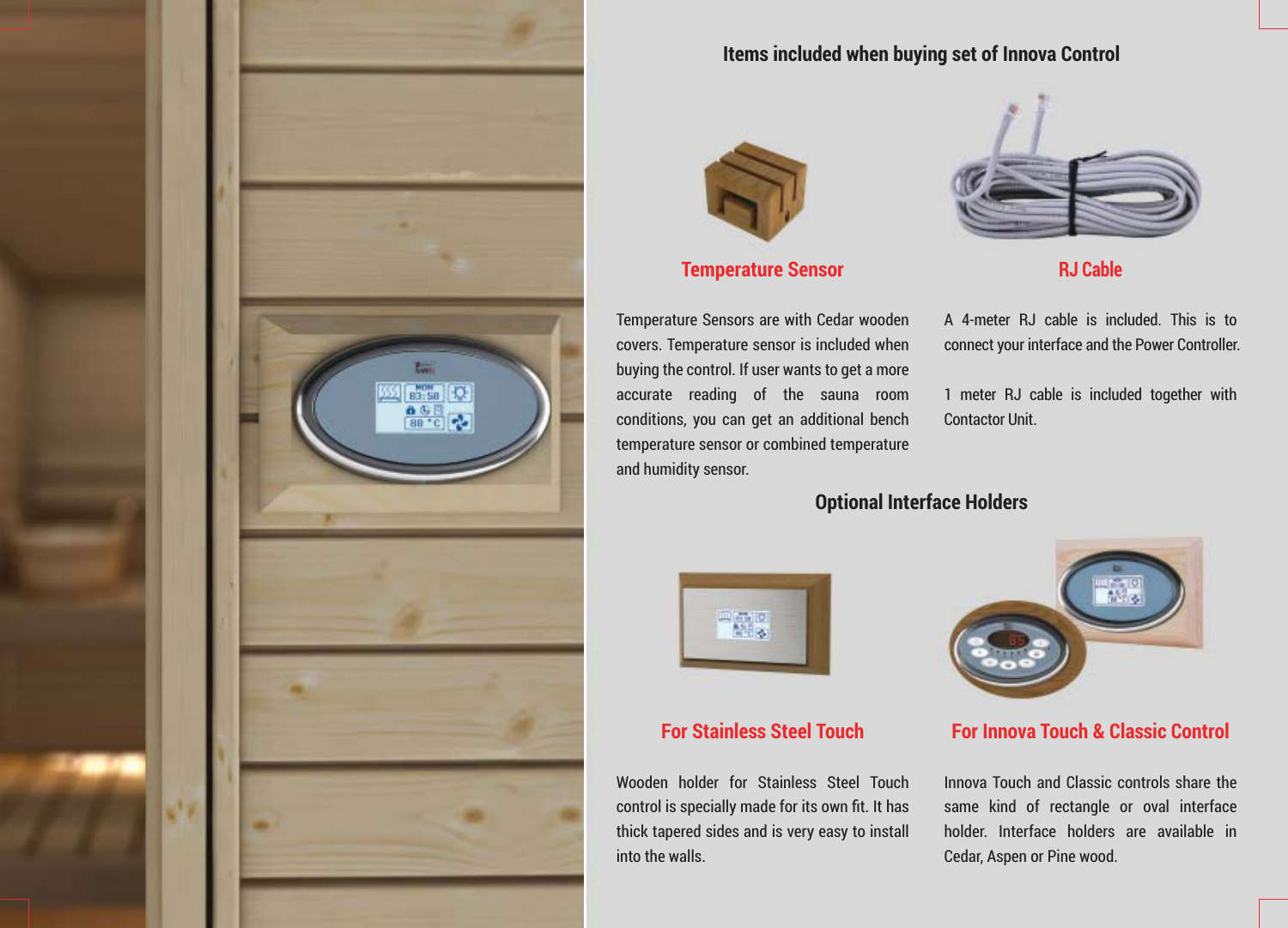## Items included when buying set of Innova Control

### Temperature Sensor

Temperature Sensors are with Cedar wooden covers. Temperature sensor is included when buying the control. If user wants to get a more accurate reading of the sauna room conditions, you can get an additional bench temperature sensor or combined temperature and humidity sensor.

### RJ Cable

A 4-meter RJ cable is included. This is to connect your interface and the Power Controller.

1 meter RJ cable is included together with Contactor Unit.

## Optional Interface Holders

### For Stainless Steel Touch

Wooden holder for Stainless Steel Touch control is specially made for its own fit. It has thick tapered sides and is very easy to install into the walls.

### For Innova Touch & Classic Control

Innova Touch and Classic controls share the same kind of rectangle or oval interface holder. Interface holders are available in Cedar, Aspen or Pine wood.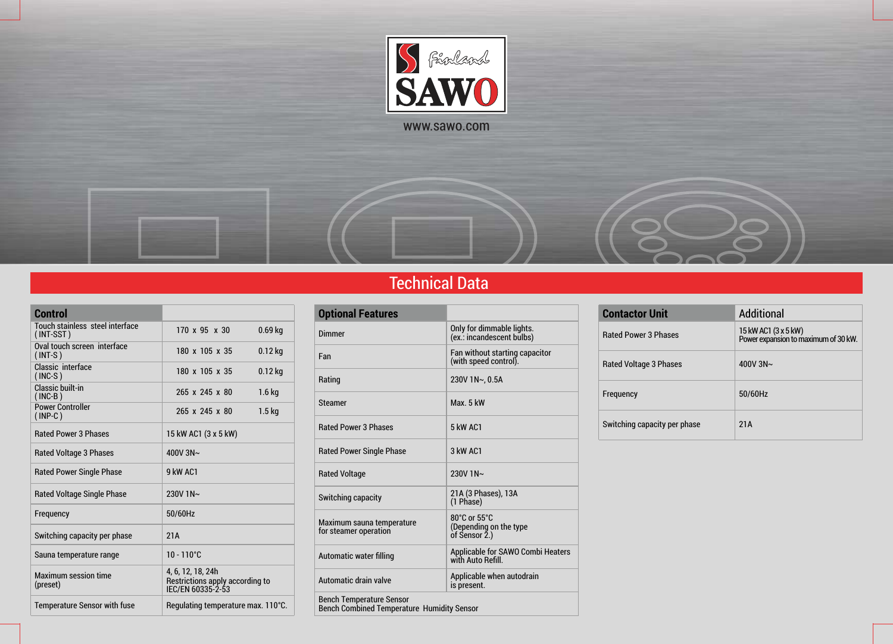SAWO Finland

www.sawo.com

## Technical Data

| Control | | |
|---|---|---|
| Touch stainless steel interface ( INT-SST ) | 170 x 95 x 30 | 0.69 kg |
| Oval touch screen interface ( INT-S ) | 180 x 105 x 35 | 0.12 kg |
| Classic interface ( INC-S ) | 180 x 105 x 35 | 0.12 kg |
| Classic built-in ( INC-B ) | 265 x 245 x 80 | 1.6 kg |
| Power Controller ( INP-C ) | 265 x 245 x 80 | 1.5 kg |
| Rated Power 3 Phases | 15 kW AC1 (3 x 5 kW) | |
| Rated Voltage 3 Phases | 400V 3N~ | |
| Rated Power Single Phase | 9 kW AC1 | |
| Rated Voltage Single Phase | 230V 1N~ | |
| Frequency | 50/60Hz | |
| Switching capacity per phase | 21A | |
| Sauna temperature range | 10 - 110°C | |
| Maximum session time (preset) | 4, 6, 12, 18, 24h Restrictions apply according to IEC/EN 60335-2-53 | |
| Temperature Sensor with fuse | Regulating temperature max. 110°C. | |

| Optional Features | |
|---|---|
| Dimmer | Only for dimmable lights. (ex.: incandescent bulbs) |
| Fan | Fan without starting capacitor (with speed control). |
| Rating | 230V 1N~, 0.5A |
| Steamer | Max. 5 kW |
| Rated Power 3 Phases | 5 kW AC1 |
| Rated Power Single Phase | 3 kW AC1 |
| Rated Voltage | 230V 1N~ |
| Switching capacity | 21A (3 Phases), 13A (1 Phase) |
| Maximum sauna temperature for steamer operation | 80°C or 55°C (Depending on the type of Sensor 2.) |
| Automatic water filling | Applicable for SAWO Combi Heaters with Auto Refill. |
| Automatic drain valve | Applicable when autodrain is present. |
| Bench Temperature Sensor Bench Combined Temperature Humidity Sensor | |

| Contactor Unit | Additional |
|---|---|
| Rated Power 3 Phases | 15 kW AC1 (3 x 5 kW) Power expansion to maximum of 30 kW. |
| Rated Voltage 3 Phases | 400V 3N~ |
| Frequency | 50/60Hz |
| Switching capacity per phase | 21A |